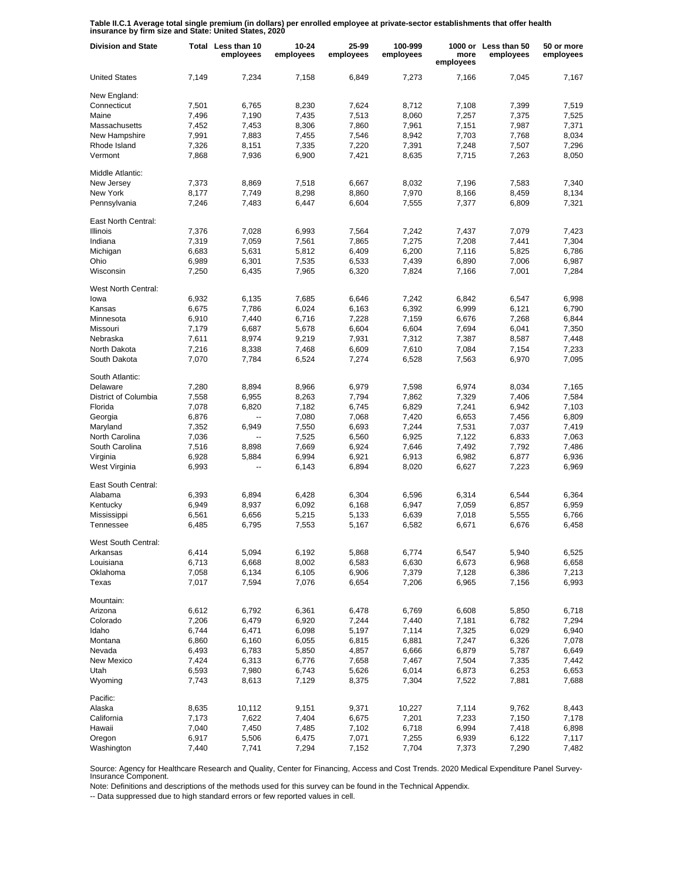**Table II.C.1 Average total single premium (in dollars) per enrolled employee at private-sector establishments that offer health insurance by firm size and State: United States, 2020**

| Division and State | Total | Less than 10 employees | 10-24 employees | 25-99 employees | 100-999 employees | 1000 or more employees | Less than 50 employees | 50 or more employees |
|---|---|---|---|---|---|---|---|---|
| United States | 7,149 | 7,234 | 7,158 | 6,849 | 7,273 | 7,166 | 7,045 | 7,167 |
| New England: | | | | | | | | |
| Connecticut | 7,501 | 6,765 | 8,230 | 7,624 | 8,712 | 7,108 | 7,399 | 7,519 |
| Maine | 7,496 | 7,190 | 7,435 | 7,513 | 8,060 | 7,257 | 7,375 | 7,525 |
| Massachusetts | 7,452 | 7,453 | 8,306 | 7,860 | 7,961 | 7,151 | 7,987 | 7,371 |
| New Hampshire | 7,991 | 7,883 | 7,455 | 7,546 | 8,942 | 7,703 | 7,768 | 8,034 |
| Rhode Island | 7,326 | 8,151 | 7,335 | 7,220 | 7,391 | 7,248 | 7,507 | 7,296 |
| Vermont | 7,868 | 7,936 | 6,900 | 7,421 | 8,635 | 7,715 | 7,263 | 8,050 |
| Middle Atlantic: | | | | | | | | |
| New Jersey | 7,373 | 8,869 | 7,518 | 6,667 | 8,032 | 7,196 | 7,583 | 7,340 |
| New York | 8,177 | 7,749 | 8,298 | 8,860 | 7,970 | 8,166 | 8,459 | 8,134 |
| Pennsylvania | 7,246 | 7,483 | 6,447 | 6,604 | 7,555 | 7,377 | 6,809 | 7,321 |
| East North Central: | | | | | | | | |
| Illinois | 7,376 | 7,028 | 6,993 | 7,564 | 7,242 | 7,437 | 7,079 | 7,423 |
| Indiana | 7,319 | 7,059 | 7,561 | 7,865 | 7,275 | 7,208 | 7,441 | 7,304 |
| Michigan | 6,683 | 5,631 | 5,812 | 6,409 | 6,200 | 7,116 | 5,825 | 6,786 |
| Ohio | 6,989 | 6,301 | 7,535 | 6,533 | 7,439 | 6,890 | 7,006 | 6,987 |
| Wisconsin | 7,250 | 6,435 | 7,965 | 6,320 | 7,824 | 7,166 | 7,001 | 7,284 |
| West North Central: | | | | | | | | |
| Iowa | 6,932 | 6,135 | 7,685 | 6,646 | 7,242 | 6,842 | 6,547 | 6,998 |
| Kansas | 6,675 | 7,786 | 6,024 | 6,163 | 6,392 | 6,999 | 6,121 | 6,790 |
| Minnesota | 6,910 | 7,440 | 6,716 | 7,228 | 7,159 | 6,676 | 7,268 | 6,844 |
| Missouri | 7,179 | 6,687 | 5,678 | 6,604 | 6,604 | 7,694 | 6,041 | 7,350 |
| Nebraska | 7,611 | 8,974 | 9,219 | 7,931 | 7,312 | 7,387 | 8,587 | 7,448 |
| North Dakota | 7,216 | 8,338 | 7,468 | 6,609 | 7,610 | 7,084 | 7,154 | 7,233 |
| South Dakota | 7,070 | 7,784 | 6,524 | 7,274 | 6,528 | 7,563 | 6,970 | 7,095 |
| South Atlantic: | | | | | | | | |
| Delaware | 7,280 | 8,894 | 8,966 | 6,979 | 7,598 | 6,974 | 8,034 | 7,165 |
| District of Columbia | 7,558 | 6,955 | 8,263 | 7,794 | 7,862 | 7,329 | 7,406 | 7,584 |
| Florida | 7,078 | 6,820 | 7,182 | 6,745 | 6,829 | 7,241 | 6,942 | 7,103 |
| Georgia | 6,876 | -- | 7,080 | 7,068 | 7,420 | 6,653 | 7,456 | 6,809 |
| Maryland | 7,352 | 6,949 | 7,550 | 6,693 | 7,244 | 7,531 | 7,037 | 7,419 |
| North Carolina | 7,036 | -- | 7,525 | 6,560 | 6,925 | 7,122 | 6,833 | 7,063 |
| South Carolina | 7,516 | 8,898 | 7,669 | 6,924 | 7,646 | 7,492 | 7,792 | 7,486 |
| Virginia | 6,928 | 5,884 | 6,994 | 6,921 | 6,913 | 6,982 | 6,877 | 6,936 |
| West Virginia | 6,993 | -- | 6,143 | 6,894 | 8,020 | 6,627 | 7,223 | 6,969 |
| East South Central: | | | | | | | | |
| Alabama | 6,393 | 6,894 | 6,428 | 6,304 | 6,596 | 6,314 | 6,544 | 6,364 |
| Kentucky | 6,949 | 8,937 | 6,092 | 6,168 | 6,947 | 7,059 | 6,857 | 6,959 |
| Mississippi | 6,561 | 6,656 | 5,215 | 5,133 | 6,639 | 7,018 | 5,555 | 6,766 |
| Tennessee | 6,485 | 6,795 | 7,553 | 5,167 | 6,582 | 6,671 | 6,676 | 6,458 |
| West South Central: | | | | | | | | |
| Arkansas | 6,414 | 5,094 | 6,192 | 5,868 | 6,774 | 6,547 | 5,940 | 6,525 |
| Louisiana | 6,713 | 6,668 | 8,002 | 6,583 | 6,630 | 6,673 | 6,968 | 6,658 |
| Oklahoma | 7,058 | 6,134 | 6,105 | 6,906 | 7,379 | 7,128 | 6,386 | 7,213 |
| Texas | 7,017 | 7,594 | 7,076 | 6,654 | 7,206 | 6,965 | 7,156 | 6,993 |
| Mountain: | | | | | | | | |
| Arizona | 6,612 | 6,792 | 6,361 | 6,478 | 6,769 | 6,608 | 5,850 | 6,718 |
| Colorado | 7,206 | 6,479 | 6,920 | 7,244 | 7,440 | 7,181 | 6,782 | 7,294 |
| Idaho | 6,744 | 6,471 | 6,098 | 5,197 | 7,114 | 7,325 | 6,029 | 6,940 |
| Montana | 6,860 | 6,160 | 6,055 | 6,815 | 6,881 | 7,247 | 6,326 | 7,078 |
| Nevada | 6,493 | 6,783 | 5,850 | 4,857 | 6,666 | 6,879 | 5,787 | 6,649 |
| New Mexico | 7,424 | 6,313 | 6,776 | 7,658 | 7,467 | 7,504 | 7,335 | 7,442 |
| Utah | 6,593 | 7,980 | 6,743 | 5,626 | 6,014 | 6,873 | 6,253 | 6,653 |
| Wyoming | 7,743 | 8,613 | 7,129 | 8,375 | 7,304 | 7,522 | 7,881 | 7,688 |
| Pacific: | | | | | | | | |
| Alaska | 8,635 | 10,112 | 9,151 | 9,371 | 10,227 | 7,114 | 9,762 | 8,443 |
| California | 7,173 | 7,622 | 7,404 | 6,675 | 7,201 | 7,233 | 7,150 | 7,178 |
| Hawaii | 7,040 | 7,450 | 7,485 | 7,102 | 6,718 | 6,994 | 7,418 | 6,898 |
| Oregon | 6,917 | 5,506 | 6,475 | 7,071 | 7,255 | 6,939 | 6,122 | 7,117 |
| Washington | 7,440 | 7,741 | 7,294 | 7,152 | 7,704 | 7,373 | 7,290 | 7,482 |

Source: Agency for Healthcare Research and Quality, Center for Financing, Access and Cost Trends. 2020 Medical Expenditure Panel Survey-Insurance Component.

Note: Definitions and descriptions of the methods used for this survey can be found in the Technical Appendix.

-- Data suppressed due to high standard errors or few reported values in cell.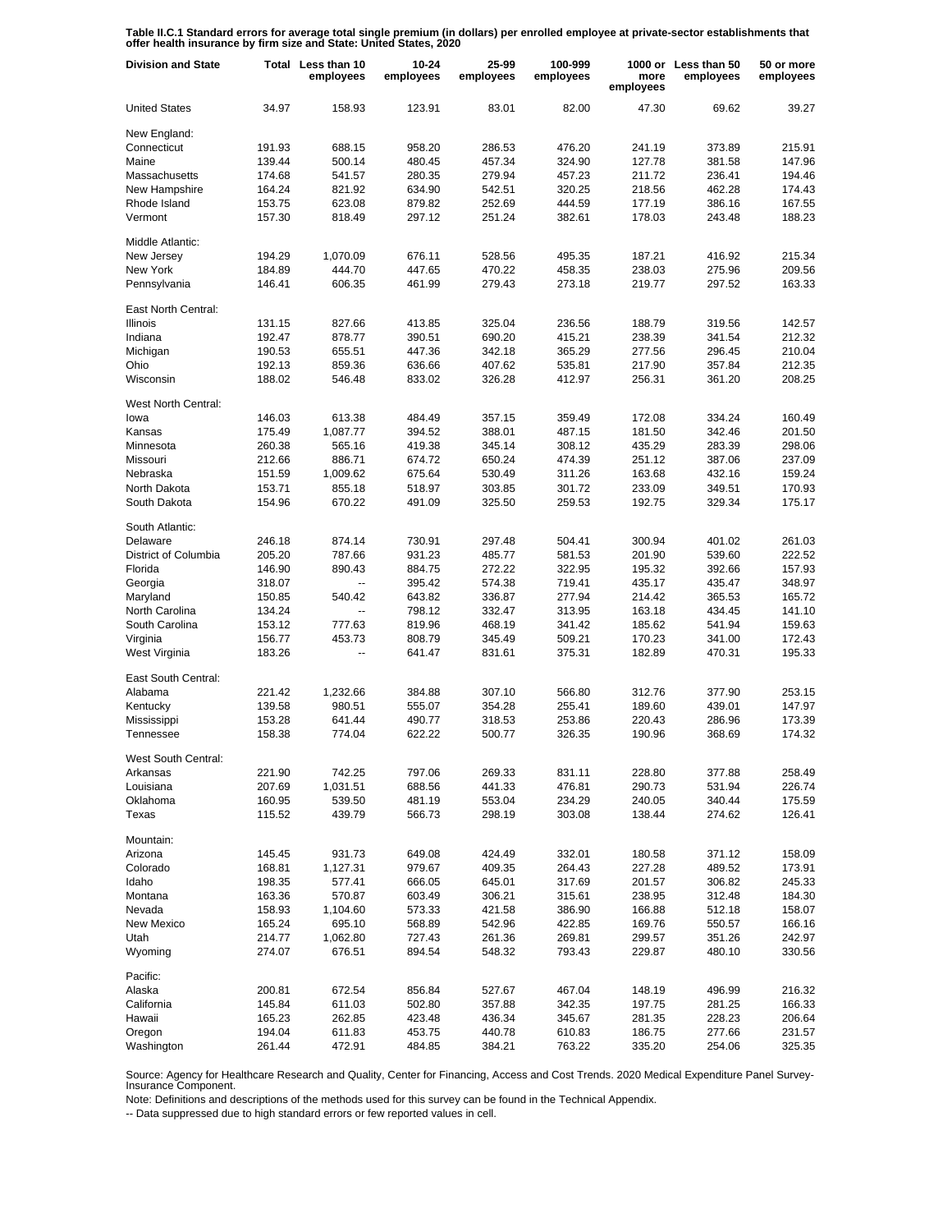**Table II.C.1 Standard errors for average total single premium (in dollars) per enrolled employee at private-sector establishments that offer health insurance by firm size and State: United States, 2020**

| Division and State | Total | Less than 10 employees | 10-24 employees | 25-99 employees | 100-999 employees | 1000 or more employees | Less than 50 employees | 50 or more employees |
|---|---|---|---|---|---|---|---|---|
| United States | 34.97 | 158.93 | 123.91 | 83.01 | 82.00 | 47.30 | 69.62 | 39.27 |
| New England: | | | | | | | | |
| Connecticut | 191.93 | 688.15 | 958.20 | 286.53 | 476.20 | 241.19 | 373.89 | 215.91 |
| Maine | 139.44 | 500.14 | 480.45 | 457.34 | 324.90 | 127.78 | 381.58 | 147.96 |
| Massachusetts | 174.68 | 541.57 | 280.35 | 279.94 | 457.23 | 211.72 | 236.41 | 194.46 |
| New Hampshire | 164.24 | 821.92 | 634.90 | 542.51 | 320.25 | 218.56 | 462.28 | 174.43 |
| Rhode Island | 153.75 | 623.08 | 879.82 | 252.69 | 444.59 | 177.19 | 386.16 | 167.55 |
| Vermont | 157.30 | 818.49 | 297.12 | 251.24 | 382.61 | 178.03 | 243.48 | 188.23 |
| Middle Atlantic: | | | | | | | | |
| New Jersey | 194.29 | 1,070.09 | 676.11 | 528.56 | 495.35 | 187.21 | 416.92 | 215.34 |
| New York | 184.89 | 444.70 | 447.65 | 470.22 | 458.35 | 238.03 | 275.96 | 209.56 |
| Pennsylvania | 146.41 | 606.35 | 461.99 | 279.43 | 273.18 | 219.77 | 297.52 | 163.33 |
| East North Central: | | | | | | | | |
| Illinois | 131.15 | 827.66 | 413.85 | 325.04 | 236.56 | 188.79 | 319.56 | 142.57 |
| Indiana | 192.47 | 878.77 | 390.51 | 690.20 | 415.21 | 238.39 | 341.54 | 212.32 |
| Michigan | 190.53 | 655.51 | 447.36 | 342.18 | 365.29 | 277.56 | 296.45 | 210.04 |
| Ohio | 192.13 | 859.36 | 636.66 | 407.62 | 535.81 | 217.90 | 357.84 | 212.35 |
| Wisconsin | 188.02 | 546.48 | 833.02 | 326.28 | 412.97 | 256.31 | 361.20 | 208.25 |
| West North Central: | | | | | | | | |
| Iowa | 146.03 | 613.38 | 484.49 | 357.15 | 359.49 | 172.08 | 334.24 | 160.49 |
| Kansas | 175.49 | 1,087.77 | 394.52 | 388.01 | 487.15 | 181.50 | 342.46 | 201.50 |
| Minnesota | 260.38 | 565.16 | 419.38 | 345.14 | 308.12 | 435.29 | 283.39 | 298.06 |
| Missouri | 212.66 | 886.71 | 674.72 | 650.24 | 474.39 | 251.12 | 387.06 | 237.09 |
| Nebraska | 151.59 | 1,009.62 | 675.64 | 530.49 | 311.26 | 163.68 | 432.16 | 159.24 |
| North Dakota | 153.71 | 855.18 | 518.97 | 303.85 | 301.72 | 233.09 | 349.51 | 170.93 |
| South Dakota | 154.96 | 670.22 | 491.09 | 325.50 | 259.53 | 192.75 | 329.34 | 175.17 |
| South Atlantic: | | | | | | | | |
| Delaware | 246.18 | 874.14 | 730.91 | 297.48 | 504.41 | 300.94 | 401.02 | 261.03 |
| District of Columbia | 205.20 | 787.66 | 931.23 | 485.77 | 581.53 | 201.90 | 539.60 | 222.52 |
| Florida | 146.90 | 890.43 | 884.75 | 272.22 | 322.95 | 195.32 | 392.66 | 157.93 |
| Georgia | 318.07 | -- | 395.42 | 574.38 | 719.41 | 435.17 | 435.47 | 348.97 |
| Maryland | 150.85 | 540.42 | 643.82 | 336.87 | 277.94 | 214.42 | 365.53 | 165.72 |
| North Carolina | 134.24 | -- | 798.12 | 332.47 | 313.95 | 163.18 | 434.45 | 141.10 |
| South Carolina | 153.12 | 777.63 | 819.96 | 468.19 | 341.42 | 185.62 | 541.94 | 159.63 |
| Virginia | 156.77 | 453.73 | 808.79 | 345.49 | 509.21 | 170.23 | 341.00 | 172.43 |
| West Virginia | 183.26 | -- | 641.47 | 831.61 | 375.31 | 182.89 | 470.31 | 195.33 |
| East South Central: | | | | | | | | |
| Alabama | 221.42 | 1,232.66 | 384.88 | 307.10 | 566.80 | 312.76 | 377.90 | 253.15 |
| Kentucky | 139.58 | 980.51 | 555.07 | 354.28 | 255.41 | 189.60 | 439.01 | 147.97 |
| Mississippi | 153.28 | 641.44 | 490.77 | 318.53 | 253.86 | 220.43 | 286.96 | 173.39 |
| Tennessee | 158.38 | 774.04 | 622.22 | 500.77 | 326.35 | 190.96 | 368.69 | 174.32 |
| West South Central: | | | | | | | | |
| Arkansas | 221.90 | 742.25 | 797.06 | 269.33 | 831.11 | 228.80 | 377.88 | 258.49 |
| Louisiana | 207.69 | 1,031.51 | 688.56 | 441.33 | 476.81 | 290.73 | 531.94 | 226.74 |
| Oklahoma | 160.95 | 539.50 | 481.19 | 553.04 | 234.29 | 240.05 | 340.44 | 175.59 |
| Texas | 115.52 | 439.79 | 566.73 | 298.19 | 303.08 | 138.44 | 274.62 | 126.41 |
| Mountain: | | | | | | | | |
| Arizona | 145.45 | 931.73 | 649.08 | 424.49 | 332.01 | 180.58 | 371.12 | 158.09 |
| Colorado | 168.81 | 1,127.31 | 979.67 | 409.35 | 264.43 | 227.28 | 489.52 | 173.91 |
| Idaho | 198.35 | 577.41 | 666.05 | 645.01 | 317.69 | 201.57 | 306.82 | 245.33 |
| Montana | 163.36 | 570.87 | 603.49 | 306.21 | 315.61 | 238.95 | 312.48 | 184.30 |
| Nevada | 158.93 | 1,104.60 | 573.33 | 421.58 | 386.90 | 166.88 | 512.18 | 158.07 |
| New Mexico | 165.24 | 695.10 | 568.89 | 542.96 | 422.85 | 169.76 | 550.57 | 166.16 |
| Utah | 214.77 | 1,062.80 | 727.43 | 261.36 | 269.81 | 299.57 | 351.26 | 242.97 |
| Wyoming | 274.07 | 676.51 | 894.54 | 548.32 | 793.43 | 229.87 | 480.10 | 330.56 |
| Pacific: | | | | | | | | |
| Alaska | 200.81 | 672.54 | 856.84 | 527.67 | 467.04 | 148.19 | 496.99 | 216.32 |
| California | 145.84 | 611.03 | 502.80 | 357.88 | 342.35 | 197.75 | 281.25 | 166.33 |
| Hawaii | 165.23 | 262.85 | 423.48 | 436.34 | 345.67 | 281.35 | 228.23 | 206.64 |
| Oregon | 194.04 | 611.83 | 453.75 | 440.78 | 610.83 | 186.75 | 277.66 | 231.57 |
| Washington | 261.44 | 472.91 | 484.85 | 384.21 | 763.22 | 335.20 | 254.06 | 325.35 |

Source: Agency for Healthcare Research and Quality, Center for Financing, Access and Cost Trends. 2020 Medical Expenditure Panel Survey-Insurance Component.

Note: Definitions and descriptions of the methods used for this survey can be found in the Technical Appendix.

-- Data suppressed due to high standard errors or few reported values in cell.